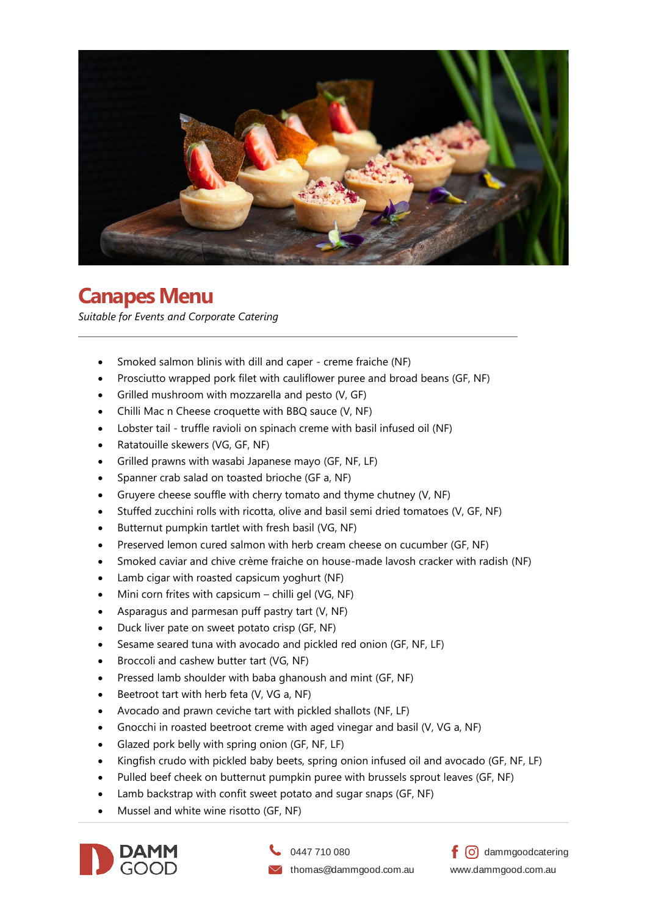# Canapes Menu

*Suitable for Events and Corporate Catering*

---

- Smoked salmon blinis with dill and caper - creme fraiche (NF)
- Prosciutto wrapped pork filet with cauliflower puree and broad beans (GF, NF)
- Grilled mushroom with mozzarella and pesto (V, GF)
- Chilli Mac n Cheese croquette with BBQ sauce (V, NF)
- Lobster tail - truffle ravioli on spinach creme with basil infused oil (NF)
- Ratatouille skewers (VG, GF, NF)
- Grilled prawns with wasabi Japanese mayo (GF, NF, LF)
- Spanner crab salad on toasted brioche (GF a, NF)
- Gruyere cheese souffle with cherry tomato and thyme chutney (V, NF)
- Stuffed zucchini rolls with ricotta, olive and basil semi dried tomatoes (V, GF, NF)
- Butternut pumpkin tartlet with fresh basil (VG, NF)
- Preserved lemon cured salmon with herb cream cheese on cucumber (GF, NF)
- Smoked caviar and chive crème fraiche on house-made lavosh cracker with radish (NF)
- Lamb cigar with roasted capsicum yoghurt (NF)
- Mini corn frites with capsicum – chilli gel (VG, NF)
- Asparagus and parmesan puff pastry tart (V, NF)
- Duck liver pate on sweet potato crisp (GF, NF)
- Sesame seared tuna with avocado and pickled red onion (GF, NF, LF)
- Broccoli and cashew butter tart (VG, NF)
- Pressed lamb shoulder with baba ghanoush and mint (GF, NF)
- Beetroot tart with herb feta (V, VG a, NF)
- Avocado and prawn ceviche tart with pickled shallots (NF, LF)
- Gnocchi in roasted beetroot creme with aged vinegar and basil (V, VG a, NF)
- Glazed pork belly with spring onion (GF, NF, LF)
- Kingfish crudo with pickled baby beets, spring onion infused oil and avocado (GF, NF, LF)
- Pulled beef cheek on butternut pumpkin puree with brussels sprout leaves (GF, NF)
- Lamb backstrap with confit sweet potato and sugar snaps (GF, NF)
- Mussel and white wine risotto (GF, NF)

---

DAMM GOOD

0447 710 080
thomas@dammgood.com.au

dammgoodcatering
www.dammgood.com.au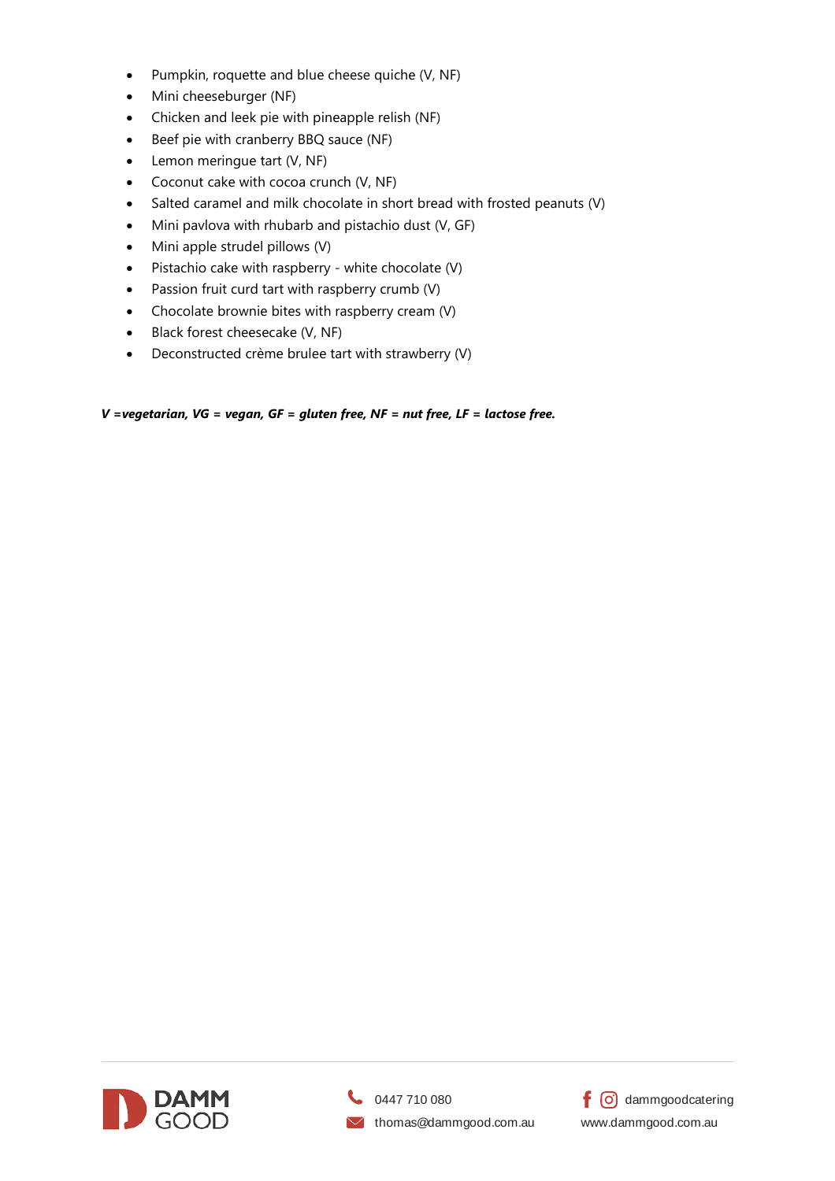- Pumpkin, roquette and blue cheese quiche (V, NF)
- Mini cheeseburger (NF)
- Chicken and leek pie with pineapple relish (NF)
- Beef pie with cranberry BBQ sauce (NF)
- Lemon meringue tart (V, NF)
- Coconut cake with cocoa crunch (V, NF)
- Salted caramel and milk chocolate in short bread with frosted peanuts (V)
- Mini pavlova with rhubarb and pistachio dust (V, GF)
- Mini apple strudel pillows (V)
- Pistachio cake with raspberry - white chocolate (V)
- Passion fruit curd tart with raspberry crumb (V)
- Chocolate brownie bites with raspberry cream (V)
- Black forest cheesecake (V, NF)
- Deconstructed crème brulee tart with strawberry (V)

***V =vegetarian, VG = vegan, GF = gluten free, NF = nut free, LF = lactose free.***